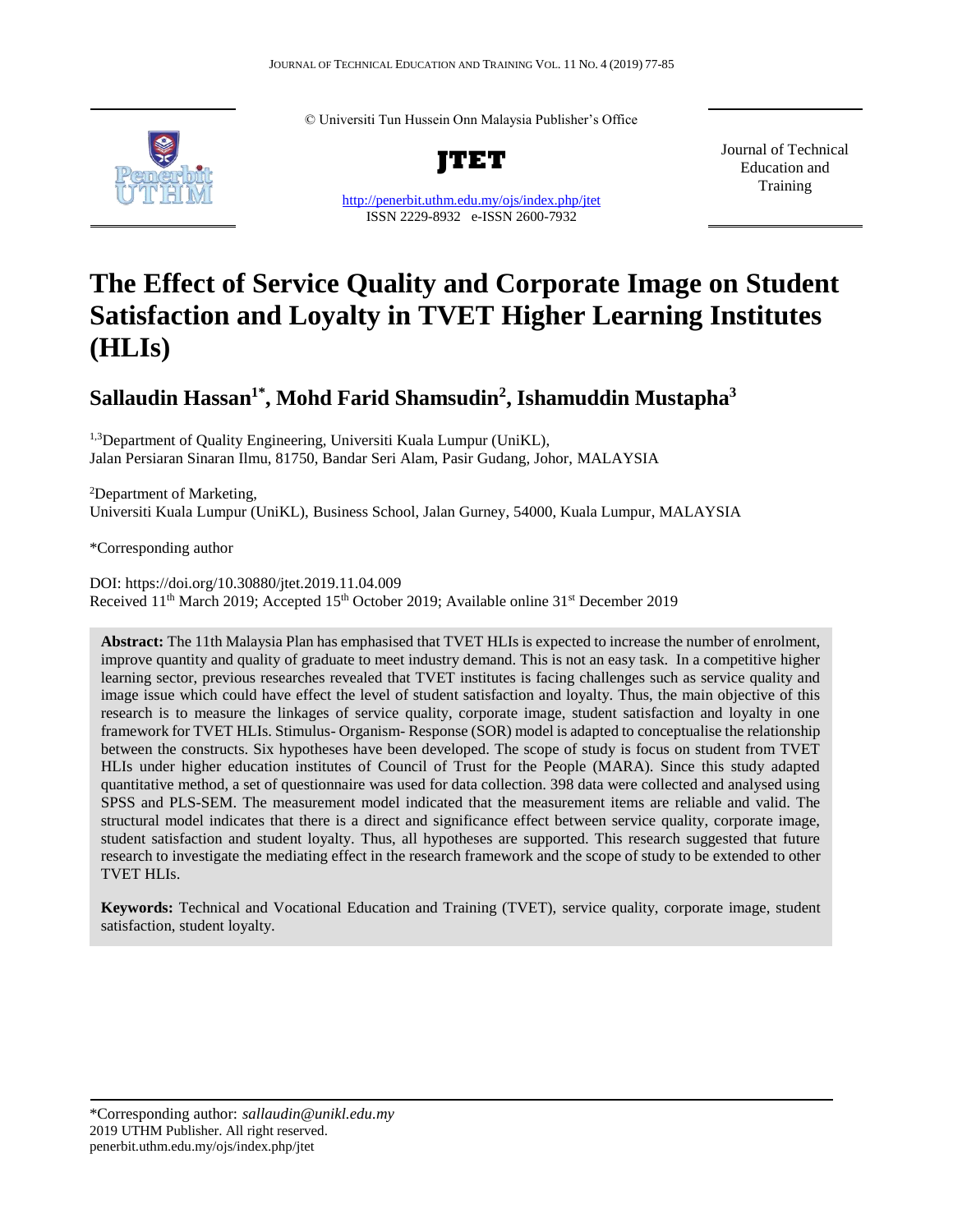© Universiti Tun Hussein Onn Malaysia Publisher's Office

**JTET**

http://penerbit.uthm.edu.my/ojs/index.php/jtet

ISSN 2229-8932 e-ISSN 2600-7932

Journal of Technical Education and Training

# The Effect of Service Quality and Corporate Image on Student Satisfaction and Loyalty in TVET Higher Learning Institutes (HLIs)

## Sallaudin Hassan[1*], Mohd Farid Shamsudin[2], Ishamuddin Mustapha[3]

[1,3]Department of Quality Engineering, Universiti Kuala Lumpur (UniKL), Jalan Persiaran Sinaran Ilmu, 81750, Bandar Seri Alam, Pasir Gudang, Johor, MALAYSIA

[2]Department of Marketing, Universiti Kuala Lumpur (UniKL), Business School, Jalan Gurney, 54000, Kuala Lumpur, MALAYSIA

*Corresponding author

DOI: https://doi.org/10.30880/jtet.2019.11.04.009

Received 11th March 2019; Accepted 15th October 2019; Available online 31st December 2019

**Abstract:** The 11th Malaysia Plan has emphasised that TVET HLIs is expected to increase the number of enrolment, improve quantity and quality of graduate to meet industry demand. This is not an easy task. In a competitive higher learning sector, previous researches revealed that TVET institutes is facing challenges such as service quality and image issue which could have effect the level of student satisfaction and loyalty. Thus, the main objective of this research is to measure the linkages of service quality, corporate image, student satisfaction and loyalty in one framework for TVET HLIs. Stimulus- Organism- Response (SOR) model is adapted to conceptualise the relationship between the constructs. Six hypotheses have been developed. The scope of study is focus on student from TVET HLIs under higher education institutes of Council of Trust for the People (MARA). Since this study adapted quantitative method, a set of questionnaire was used for data collection. 398 data were collected and analysed using SPSS and PLS-SEM. The measurement model indicated that the measurement items are reliable and valid. The structural model indicates that there is a direct and significance effect between service quality, corporate image, student satisfaction and student loyalty. Thus, all hypotheses are supported. This research suggested that future research to investigate the mediating effect in the research framework and the scope of study to be extended to other TVET HLIs.

**Keywords:** Technical and Vocational Education and Training (TVET), service quality, corporate image, student satisfaction, student loyalty.

*Corresponding author: *sallaudin@unikl.edu.my*
2019 UTHM Publisher. All right reserved.
penerbit.uthm.edu.my/ojs/index.php/jtet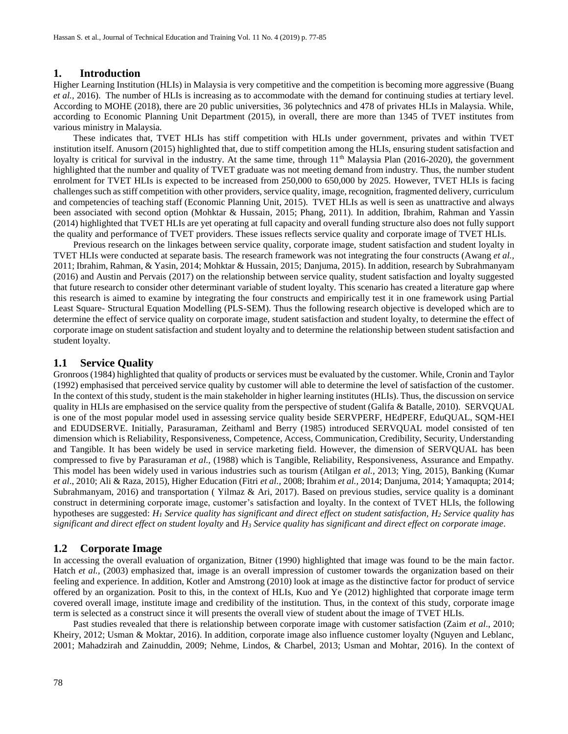## 1. Introduction

Higher Learning Institution (HLIs) in Malaysia is very competitive and the competition is becoming more aggressive (Buang *et al.,* 2016). The number of HLIs is increasing as to accommodate with the demand for continuing studies at tertiary level. According to MOHE (2018), there are 20 public universities, 36 polytechnics and 478 of privates HLIs in Malaysia. While, according to Economic Planning Unit Department (2015), in overall, there are more than 1345 of TVET institutes from various ministry in Malaysia.

These indicates that, TVET HLIs has stiff competition with HLIs under government, privates and within TVET institution itself. Anusorn (2015) highlighted that, due to stiff competition among the HLIs, ensuring student satisfaction and loyalty is critical for survival in the industry. At the same time, through 11th Malaysia Plan (2016-2020), the government highlighted that the number and quality of TVET graduate was not meeting demand from industry. Thus, the number student enrolment for TVET HLIs is expected to be increased from 250,000 to 650,000 by 2025. However, TVET HLIs is facing challenges such as stiff competition with other providers, service quality, image, recognition, fragmented delivery, curriculum and competencies of teaching staff (Economic Planning Unit, 2015). TVET HLIs as well is seen as unattractive and always been associated with second option (Mohktar & Hussain, 2015; Phang, 2011). In addition, Ibrahim, Rahman and Yassin (2014) highlighted that TVET HLIs are yet operating at full capacity and overall funding structure also does not fully support the quality and performance of TVET providers. These issues reflects service quality and corporate image of TVET HLIs.

Previous research on the linkages between service quality, corporate image, student satisfaction and student loyalty in TVET HLIs were conducted at separate basis. The research framework was not integrating the four constructs (Awang *et al.,* 2011; Ibrahim, Rahman, & Yasin, 2014; Mohktar & Hussain, 2015; Danjuma, 2015). In addition, research by Subrahmanyam (2016) and Austin and Pervais (2017) on the relationship between service quality, student satisfaction and loyalty suggested that future research to consider other determinant variable of student loyalty. This scenario has created a literature gap where this research is aimed to examine by integrating the four constructs and empirically test it in one framework using Partial Least Square- Structural Equation Modelling (PLS-SEM). Thus the following research objective is developed which are to determine the effect of service quality on corporate image, student satisfaction and student loyalty, to determine the effect of corporate image on student satisfaction and student loyalty and to determine the relationship between student satisfaction and student loyalty.

### 1.1 Service Quality

Gronroos (1984) highlighted that quality of products or services must be evaluated by the customer. While, Cronin and Taylor (1992) emphasised that perceived service quality by customer will able to determine the level of satisfaction of the customer. In the context of this study, student is the main stakeholder in higher learning institutes (HLIs). Thus, the discussion on service quality in HLIs are emphasised on the service quality from the perspective of student (Galifa & Batalle, 2010). SERVQUAL is one of the most popular model used in assessing service quality beside SERVPERF, HEdPERF, EduQUAL, SQM-HEI and EDUDSERVE. Initially, Parasuraman, Zeithaml and Berry (1985) introduced SERVQUAL model consisted of ten dimension which is Reliability, Responsiveness, Competence, Access, Communication, Credibility, Security, Understanding and Tangible. It has been widely be used in service marketing field. However, the dimension of SERVQUAL has been compressed to five by Parasuraman *et al.,* (1988) which is Tangible, Reliability, Responsiveness, Assurance and Empathy. This model has been widely used in various industries such as tourism (Atilgan *et al.,* 2013; Ying, 2015), Banking (Kumar *et al*., 2010; Ali & Raza, 2015), Higher Education (Fitri *et al.,* 2008; Ibrahim *et al.,* 2014; Danjuma, 2014; Yamaqupta; 2014; Subrahmanyam, 2016) and transportation ( Yilmaz & Ari, 2017). Based on previous studies, service quality is a dominant construct in determining corporate image, customer's satisfaction and loyalty. In the context of TVET HLIs, the following hypotheses are suggested: *$H_1$ Service quality has significant and direct effect on student satisfaction, $H_2$ Service quality has significant and direct effect on student loyalty* and *$H_3$ Service quality has significant and direct effect on corporate image*.

### 1.2 Corporate Image

In accessing the overall evaluation of organization, Bitner (1990) highlighted that image was found to be the main factor. Hatch *et al.,* (2003) emphasized that, image is an overall impression of customer towards the organization based on their feeling and experience. In addition, Kotler and Amstrong (2010) look at image as the distinctive factor for product of service offered by an organization. Posit to this, in the context of HLIs, Kuo and Ye (2012) highlighted that corporate image term covered overall image, institute image and credibility of the institution. Thus, in the context of this study, corporate image term is selected as a construct since it will presents the overall view of student about the image of TVET HLIs.

Past studies revealed that there is relationship between corporate image with customer satisfaction (Zaim *et al*., 2010; Kheiry, 2012; Usman & Moktar, 2016). In addition, corporate image also influence customer loyalty (Nguyen and Leblanc, 2001; Mahadzirah and Zainuddin, 2009; Nehme, Lindos, & Charbel, 2013; Usman and Mohtar, 2016). In the context of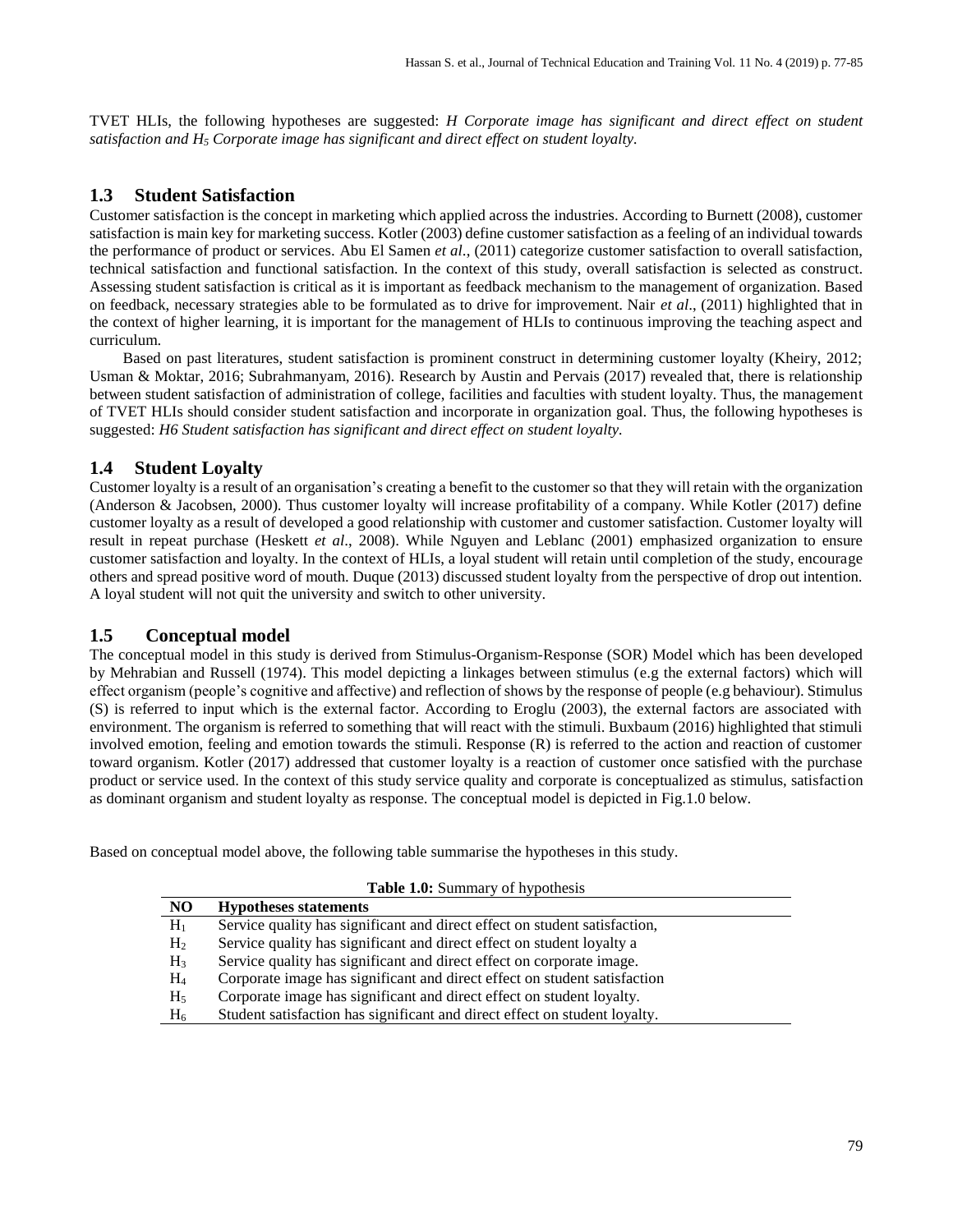TVET HLIs, the following hypotheses are suggested: *H Corporate image has significant and direct effect on student satisfaction and $H_5$ Corporate image has significant and direct effect on student loyalty.*

## 1.3 Student Satisfaction

Customer satisfaction is the concept in marketing which applied across the industries. According to Burnett (2008), customer satisfaction is main key for marketing success. Kotler (2003) define customer satisfaction as a feeling of an individual towards the performance of product or services. Abu El Samen *et al*., (2011) categorize customer satisfaction to overall satisfaction, technical satisfaction and functional satisfaction. In the context of this study, overall satisfaction is selected as construct. Assessing student satisfaction is critical as it is important as feedback mechanism to the management of organization. Based on feedback, necessary strategies able to be formulated as to drive for improvement. Nair *et al*., (2011) highlighted that in the context of higher learning, it is important for the management of HLIs to continuous improving the teaching aspect and curriculum.

Based on past literatures, student satisfaction is prominent construct in determining customer loyalty (Kheiry, 2012; Usman & Moktar, 2016; Subrahmanyam, 2016). Research by Austin and Pervais (2017) revealed that, there is relationship between student satisfaction of administration of college, facilities and faculties with student loyalty. Thus, the management of TVET HLIs should consider student satisfaction and incorporate in organization goal. Thus, the following hypotheses is suggested: *H6 Student satisfaction has significant and direct effect on student loyalty.*

## 1.4 Student Loyalty

Customer loyalty is a result of an organisation's creating a benefit to the customer so that they will retain with the organization (Anderson & Jacobsen, 2000). Thus customer loyalty will increase profitability of a company. While Kotler (2017) define customer loyalty as a result of developed a good relationship with customer and customer satisfaction. Customer loyalty will result in repeat purchase (Heskett *et al*., 2008). While Nguyen and Leblanc (2001) emphasized organization to ensure customer satisfaction and loyalty. In the context of HLIs, a loyal student will retain until completion of the study, encourage others and spread positive word of mouth. Duque (2013) discussed student loyalty from the perspective of drop out intention. A loyal student will not quit the university and switch to other university.

## 1.5 Conceptual model

The conceptual model in this study is derived from Stimulus-Organism-Response (SOR) Model which has been developed by Mehrabian and Russell (1974). This model depicting a linkages between stimulus (e.g the external factors) which will effect organism (people's cognitive and affective) and reflection of shows by the response of people (e.g behaviour). Stimulus (S) is referred to input which is the external factor. According to Eroglu (2003), the external factors are associated with environment. The organism is referred to something that will react with the stimuli. Buxbaum (2016) highlighted that stimuli involved emotion, feeling and emotion towards the stimuli. Response (R) is referred to the action and reaction of customer toward organism. Kotler (2017) addressed that customer loyalty is a reaction of customer once satisfied with the purchase product or service used. In the context of this study service quality and corporate is conceptualized as stimulus, satisfaction as dominant organism and student loyalty as response. The conceptual model is depicted in Fig.1.0 below.

Based on conceptual model above, the following table summarise the hypotheses in this study.

**Table 1.0:** Summary of hypothesis

| NO | Hypotheses statements |
|---|---|
| $H_1$ | Service quality has significant and direct effect on student satisfaction, |
| $H_2$ | Service quality has significant and direct effect on student loyalty a |
| $H_3$ | Service quality has significant and direct effect on corporate image. |
| $H_4$ | Corporate image has significant and direct effect on student satisfaction |
| $H_5$ | Corporate image has significant and direct effect on student loyalty. |
| $H_6$ | Student satisfaction has significant and direct effect on student loyalty. |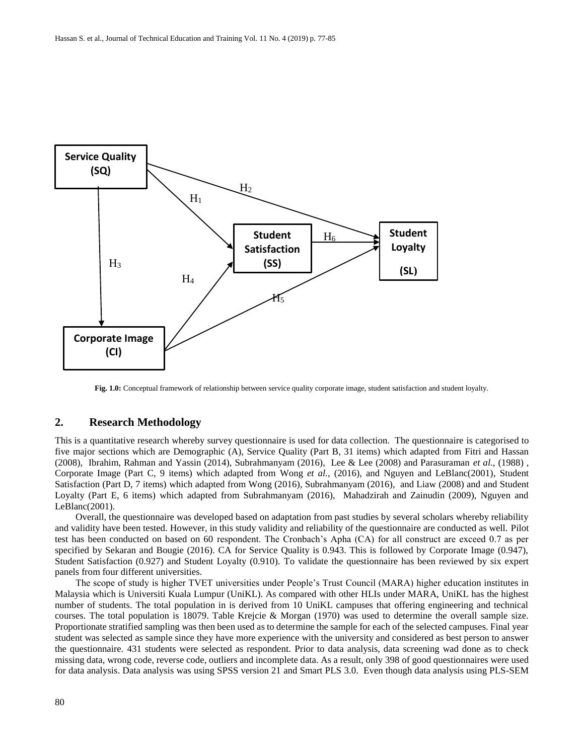**Fig. 1.0:** Conceptual framework of relationship between service quality corporate image, student satisfaction and student loyalty.

## 2. Research Methodology

This is a quantitative research whereby survey questionnaire is used for data collection. The questionnaire is categorised to five major sections which are Demographic (A), Service Quality (Part B, 31 items) which adapted from Fitri and Hassan (2008), Ibrahim, Rahman and Yassin (2014), Subrahmanyam (2016), Lee & Lee (2008) and Parasuraman *et al.*, (1988) , Corporate Image (Part C, 9 items) which adapted from Wong *et al.*, (2016), and Nguyen and LeBlanc(2001), Student Satisfaction (Part D, 7 items) which adapted from Wong (2016), Subrahmanyam (2016), and Liaw (2008) and and Student Loyalty (Part E, 6 items) which adapted from Subrahmanyam (2016), Mahadzirah and Zainudin (2009), Nguyen and LeBlanc(2001).

Overall, the questionnaire was developed based on adaptation from past studies by several scholars whereby reliability and validity have been tested. However, in this study validity and reliability of the questionnaire are conducted as well. Pilot test has been conducted on based on 60 respondent. The Cronbach's Apha (CA) for all construct are exceed 0.7 as per specified by Sekaran and Bougie (2016). CA for Service Quality is 0.943. This is followed by Corporate Image (0.947), Student Satisfaction (0.927) and Student Loyalty (0.910). To validate the questionnaire has been reviewed by six expert panels from four different universities.

The scope of study is higher TVET universities under People's Trust Council (MARA) higher education institutes in Malaysia which is Universiti Kuala Lumpur (UniKL). As compared with other HLIs under MARA, UniKL has the highest number of students. The total population in is derived from 10 UniKL campuses that offering engineering and technical courses. The total population is 18079. Table Krejcie & Morgan (1970) was used to determine the overall sample size. Proportionate stratified sampling was then been used as to determine the sample for each of the selected campuses. Final year student was selected as sample since they have more experience with the university and considered as best person to answer the questionnaire. 431 students were selected as respondent. Prior to data analysis, data screening wad done as to check missing data, wrong code, reverse code, outliers and incomplete data. As a result, only 398 of good questionnaires were used for data analysis. Data analysis was using SPSS version 21 and Smart PLS 3.0. Even though data analysis using PLS-SEM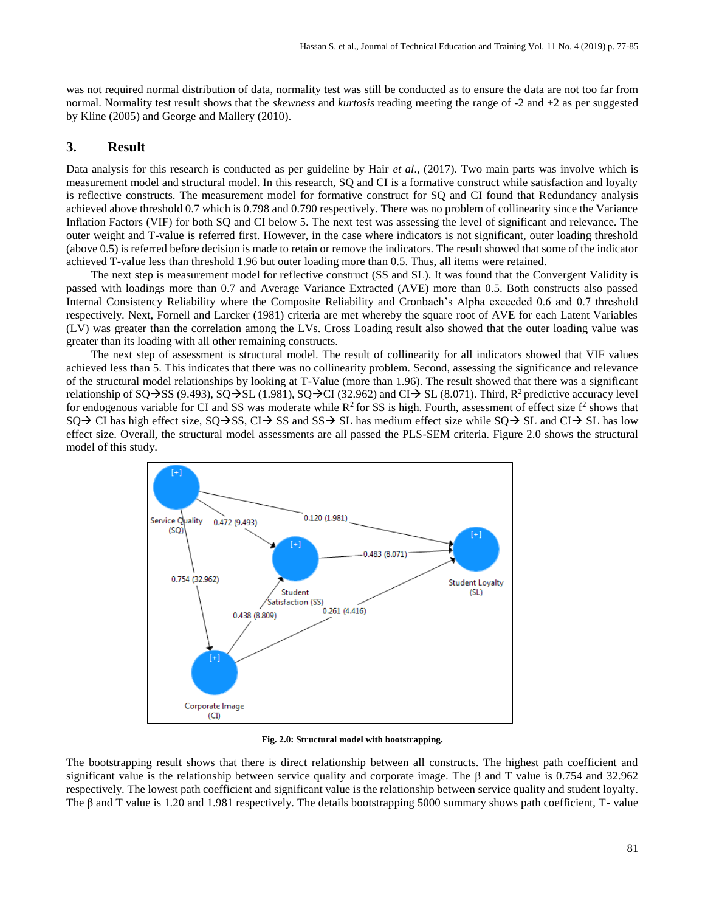was not required normal distribution of data, normality test was still be conducted as to ensure the data are not too far from normal. Normality test result shows that the *skewness* and *kurtosis* reading meeting the range of -2 and +2 as per suggested by Kline (2005) and George and Mallery (2010).

## 3. Result

Data analysis for this research is conducted as per guideline by Hair *et al*., (2017). Two main parts was involve which is measurement model and structural model. In this research, SQ and CI is a formative construct while satisfaction and loyalty is reflective constructs. The measurement model for formative construct for SQ and CI found that Redundancy analysis achieved above threshold 0.7 which is 0.798 and 0.790 respectively. There was no problem of collinearity since the Variance Inflation Factors (VIF) for both SQ and CI below 5. The next test was assessing the level of significant and relevance. The outer weight and T-value is referred first. However, in the case where indicators is not significant, outer loading threshold (above 0.5) is referred before decision is made to retain or remove the indicators. The result showed that some of the indicator achieved T-value less than threshold 1.96 but outer loading more than 0.5. Thus, all items were retained.

The next step is measurement model for reflective construct (SS and SL). It was found that the Convergent Validity is passed with loadings more than 0.7 and Average Variance Extracted (AVE) more than 0.5. Both constructs also passed Internal Consistency Reliability where the Composite Reliability and Cronbach's Alpha exceeded 0.6 and 0.7 threshold respectively. Next, Fornell and Larcker (1981) criteria are met whereby the square root of AVE for each Latent Variables (LV) was greater than the correlation among the LVs. Cross Loading result also showed that the outer loading value was greater than its loading with all other remaining constructs.

The next step of assessment is structural model. The result of collinearity for all indicators showed that VIF values achieved less than 5. This indicates that there was no collinearity problem. Second, assessing the significance and relevance of the structural model relationships by looking at T-Value (more than 1.96). The result showed that there was a significant relationship of SQ→SS (9.493), SQ→SL (1.981), SQ→CI (32.962) and CI→ SL (8.071). Third, $R^2$ predictive accuracy level for endogenous variable for CI and SS was moderate while $R^2$ for SS is high. Fourth, assessment of effect size $f^2$ shows that SQ→ CI has high effect size, SQ→SS, CI→ SS and SS→ SL has medium effect size while SQ→ SL and CI→ SL has low effect size. Overall, the structural model assessments are all passed the PLS-SEM criteria. Figure 2.0 shows the structural model of this study.

**Fig. 2.0: Structural model with bootstrapping.**

The bootstrapping result shows that there is direct relationship between all constructs. The highest path coefficient and significant value is the relationship between service quality and corporate image. The β and T value is 0.754 and 32.962 respectively. The lowest path coefficient and significant value is the relationship between service quality and student loyalty. The β and T value is 1.20 and 1.981 respectively. The details bootstrapping 5000 summary shows path coefficient, T- value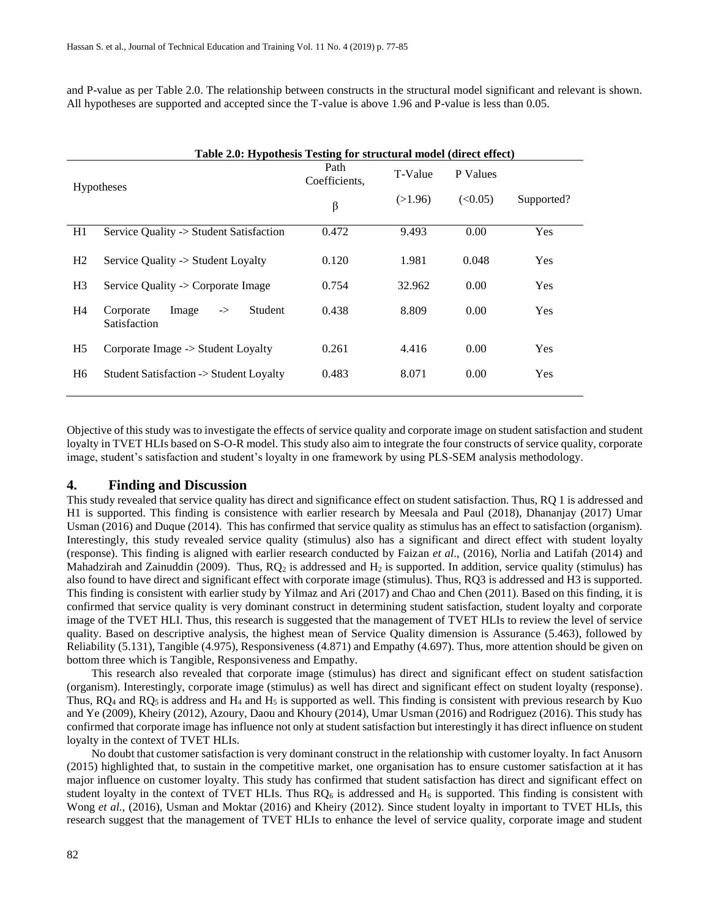and P-value as per Table 2.0. The relationship between constructs in the structural model significant and relevant is shown. All hypotheses are supported and accepted since the T-value is above 1.96 and P-value is less than 0.05.

**Table 2.0: Hypothesis Testing for structural model (direct effect)**

| Hypotheses | | Path Coefficients, β | T-Value (>1.96) | P Values (<0.05) | Supported? |
|---|---|---|---|---|---|
| H1 | Service Quality -> Student Satisfaction | 0.472 | 9.493 | 0.00 | Yes |
| H2 | Service Quality -> Student Loyalty | 0.120 | 1.981 | 0.048 | Yes |
| H3 | Service Quality -> Corporate Image | 0.754 | 32.962 | 0.00 | Yes |
| H4 | Corporate Image -> Student Satisfaction | 0.438 | 8.809 | 0.00 | Yes |
| H5 | Corporate Image -> Student Loyalty | 0.261 | 4.416 | 0.00 | Yes |
| H6 | Student Satisfaction -> Student Loyalty | 0.483 | 8.071 | 0.00 | Yes |

Objective of this study was to investigate the effects of service quality and corporate image on student satisfaction and student loyalty in TVET HLIs based on S-O-R model. This study also aim to integrate the four constructs of service quality, corporate image, student's satisfaction and student's loyalty in one framework by using PLS-SEM analysis methodology.

## 4. Finding and Discussion

This study revealed that service quality has direct and significance effect on student satisfaction. Thus, RQ 1 is addressed and H1 is supported. This finding is consistence with earlier research by Meesala and Paul (2018), Dhananjay (2017) Umar Usman (2016) and Duque (2014). This has confirmed that service quality as stimulus has an effect to satisfaction (organism). Interestingly, this study revealed service quality (stimulus) also has a significant and direct effect with student loyalty (response). This finding is aligned with earlier research conducted by Faizan *et al*., (2016), Norlia and Latifah (2014) and Mahadzirah and Zainuddin (2009). Thus, $RQ_2$ is addressed and $H_2$ is supported. In addition, service quality (stimulus) has also found to have direct and significant effect with corporate image (stimulus). Thus, RQ3 is addressed and H3 is supported. This finding is consistent with earlier study by Yilmaz and Ari (2017) and Chao and Chen (2011). Based on this finding, it is confirmed that service quality is very dominant construct in determining student satisfaction, student loyalty and corporate image of the TVET HLI. Thus, this research is suggested that the management of TVET HLIs to review the level of service quality. Based on descriptive analysis, the highest mean of Service Quality dimension is Assurance (5.463), followed by Reliability (5.131), Tangible (4.975), Responsiveness (4.871) and Empathy (4.697). Thus, more attention should be given on bottom three which is Tangible, Responsiveness and Empathy.

This research also revealed that corporate image (stimulus) has direct and significant effect on student satisfaction (organism). Interestingly, corporate image (stimulus) as well has direct and significant effect on student loyalty (response). Thus, $RQ_4$ and $RQ_5$ is address and $H_4$ and $H_5$ is supported as well. This finding is consistent with previous research by Kuo and Ye (2009), Kheiry (2012), Azoury, Daou and Khoury (2014), Umar Usman (2016) and Rodriguez (2016). This study has confirmed that corporate image has influence not only at student satisfaction but interestingly it has direct influence on student loyalty in the context of TVET HLIs.

No doubt that customer satisfaction is very dominant construct in the relationship with customer loyalty. In fact Anusorn (2015) highlighted that, to sustain in the competitive market, one organisation has to ensure customer satisfaction at it has major influence on customer loyalty. This study has confirmed that student satisfaction has direct and significant effect on student loyalty in the context of TVET HLIs. Thus $RQ_6$ is addressed and $H_6$ is supported. This finding is consistent with Wong *et al.,* (2016), Usman and Moktar (2016) and Kheiry (2012). Since student loyalty in important to TVET HLIs, this research suggest that the management of TVET HLIs to enhance the level of service quality, corporate image and student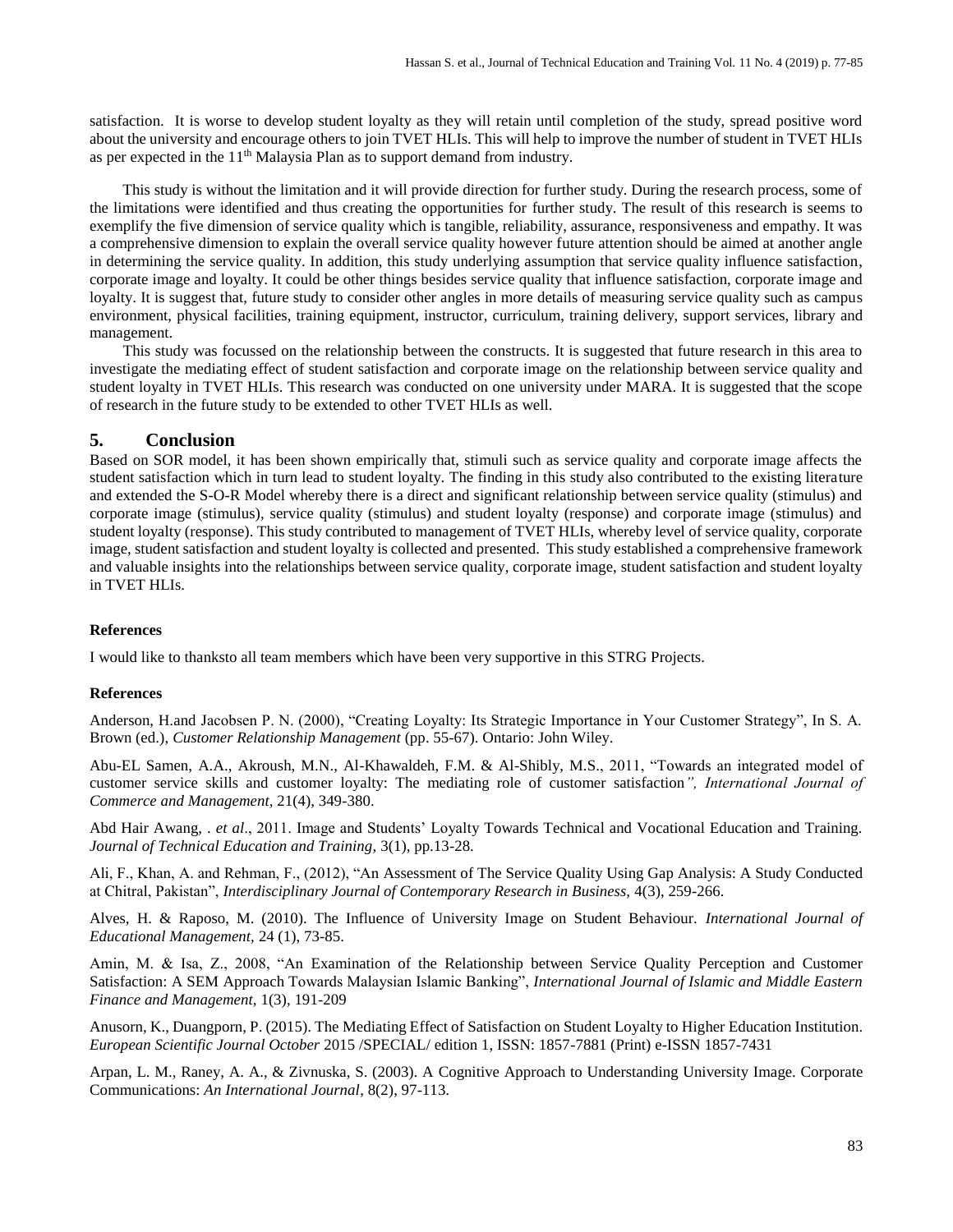satisfaction. It is worse to develop student loyalty as they will retain until completion of the study, spread positive word about the university and encourage others to join TVET HLIs. This will help to improve the number of student in TVET HLIs as per expected in the 11th Malaysia Plan as to support demand from industry.

This study is without the limitation and it will provide direction for further study. During the research process, some of the limitations were identified and thus creating the opportunities for further study. The result of this research is seems to exemplify the five dimension of service quality which is tangible, reliability, assurance, responsiveness and empathy. It was a comprehensive dimension to explain the overall service quality however future attention should be aimed at another angle in determining the service quality. In addition, this study underlying assumption that service quality influence satisfaction, corporate image and loyalty. It could be other things besides service quality that influence satisfaction, corporate image and loyalty. It is suggest that, future study to consider other angles in more details of measuring service quality such as campus environment, physical facilities, training equipment, instructor, curriculum, training delivery, support services, library and management.

This study was focussed on the relationship between the constructs. It is suggested that future research in this area to investigate the mediating effect of student satisfaction and corporate image on the relationship between service quality and student loyalty in TVET HLIs. This research was conducted on one university under MARA. It is suggested that the scope of research in the future study to be extended to other TVET HLIs as well.

## 5. Conclusion

Based on SOR model, it has been shown empirically that, stimuli such as service quality and corporate image affects the student satisfaction which in turn lead to student loyalty. The finding in this study also contributed to the existing literature and extended the S-O-R Model whereby there is a direct and significant relationship between service quality (stimulus) and corporate image (stimulus), service quality (stimulus) and student loyalty (response) and corporate image (stimulus) and student loyalty (response). This study contributed to management of TVET HLIs, whereby level of service quality, corporate image, student satisfaction and student loyalty is collected and presented. This study established a comprehensive framework and valuable insights into the relationships between service quality, corporate image, student satisfaction and student loyalty in TVET HLIs.

**References**

I would like to thanksto all team members which have been very supportive in this STRG Projects.

**References**

Anderson, H.and Jacobsen P. N. (2000), "Creating Loyalty: Its Strategic Importance in Your Customer Strategy", In S. A. Brown (ed.), *Customer Relationship Management* (pp. 55-67). Ontario: John Wiley.

Abu-EL Samen, A.A., Akroush, M.N., Al-Khawaldeh, F.M. & Al-Shibly, M.S., 2011, "Towards an integrated model of customer service skills and customer loyalty: The mediating role of customer satisfaction*", International Journal of Commerce and Management,* 21(4), 349-380.

Abd Hair Awang, . *et al*., 2011. Image and Students' Loyalty Towards Technical and Vocational Education and Training. *Journal of Technical Education and Training,* 3(1), pp.13-28.

Ali, F., Khan, A. and Rehman, F., (2012), "An Assessment of The Service Quality Using Gap Analysis: A Study Conducted at Chitral, Pakistan", *Interdisciplinary Journal of Contemporary Research in Business*, 4(3), 259-266.

Alves, H. & Raposo, M. (2010). The Influence of University Image on Student Behaviour. *International Journal of Educational Management,* 24 (1), 73-85.

Amin, M. & Isa, Z., 2008, "An Examination of the Relationship between Service Quality Perception and Customer Satisfaction: A SEM Approach Towards Malaysian Islamic Banking", *International Journal of Islamic and Middle Eastern Finance and Management,* 1(3), 191-209

Anusorn, K., Duangporn, P. (2015). The Mediating Effect of Satisfaction on Student Loyalty to Higher Education Institution. *European Scientific Journal October* 2015 /SPECIAL/ edition 1, ISSN: 1857-7881 (Print) e-ISSN 1857-7431

Arpan, L. M., Raney, A. A., & Zivnuska, S. (2003). A Cognitive Approach to Understanding University Image. Corporate Communications: *An International Journal*, 8(2), 97-113.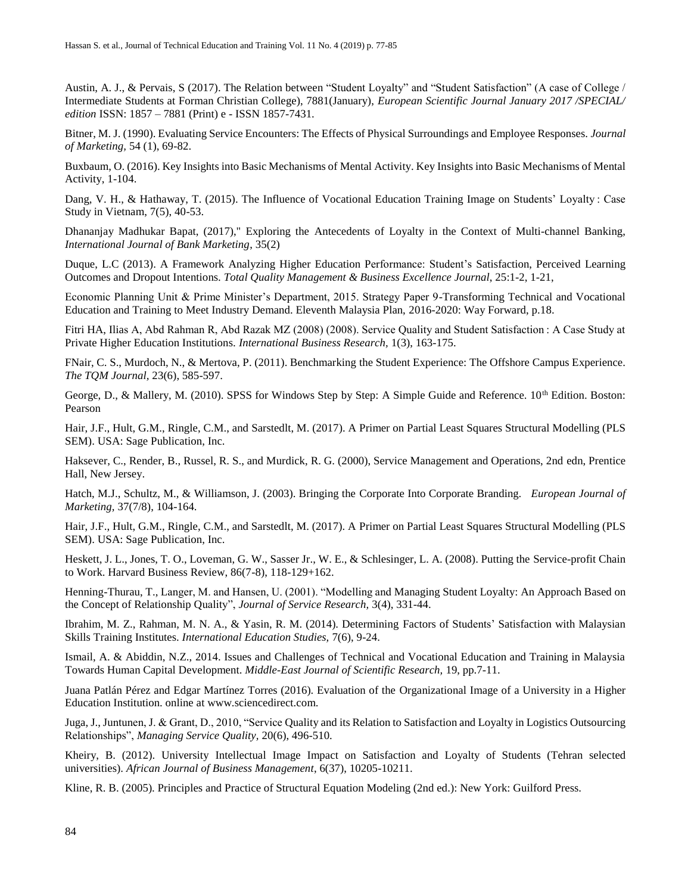Austin, A. J., & Pervais, S (2017). The Relation between "Student Loyalty" and "Student Satisfaction" (A case of College / Intermediate Students at Forman Christian College), 7881(January), *European Scientific Journal January 2017 /SPECIAL/ edition* ISSN: 1857 – 7881 (Print) e - ISSN 1857-7431.

Bitner, M. J. (1990). Evaluating Service Encounters: The Effects of Physical Surroundings and Employee Responses. *Journal of Marketing,* 54 (1), 69-82.

Buxbaum, O. (2016). Key Insights into Basic Mechanisms of Mental Activity. Key Insights into Basic Mechanisms of Mental Activity, 1-104.

Dang, V. H., & Hathaway, T. (2015). The Influence of Vocational Education Training Image on Students' Loyalty : Case Study in Vietnam, 7(5), 40-53.

Dhananjay Madhukar Bapat, (2017)," Exploring the Antecedents of Loyalty in the Context of Multi-channel Banking, *International Journal of Bank Marketing*, 35(2)

Duque, L.C (2013). A Framework Analyzing Higher Education Performance: Student's Satisfaction, Perceived Learning Outcomes and Dropout Intentions. *Total Quality Management & Business Excellence Journal*, 25:1-2, 1-21,

Economic Planning Unit & Prime Minister's Department, 2015. Strategy Paper 9-Transforming Technical and Vocational Education and Training to Meet Industry Demand. Eleventh Malaysia Plan, 2016-2020: Way Forward, p.18.

Fitri HA, Ilias A, Abd Rahman R, Abd Razak MZ (2008) (2008). Service Quality and Student Satisfaction : A Case Study at Private Higher Education Institutions. *International Business Research,* 1(3), 163-175.

FNair, C. S., Murdoch, N., & Mertova, P. (2011). Benchmarking the Student Experience: The Offshore Campus Experience. *The TQM Journal*, 23(6), 585-597.

George, D., & Mallery, M. (2010). SPSS for Windows Step by Step: A Simple Guide and Reference. 10th Edition. Boston: Pearson

Hair, J.F., Hult, G.M., Ringle, C.M., and Sarstedlt, M. (2017). A Primer on Partial Least Squares Structural Modelling (PLS SEM). USA: Sage Publication, Inc.

Haksever, C., Render, B., Russel, R. S., and Murdick, R. G. (2000), Service Management and Operations, 2nd edn, Prentice Hall, New Jersey.

Hatch, M.J., Schultz, M., & Williamson, J. (2003). Bringing the Corporate Into Corporate Branding. *European Journal of Marketing,* 37(7/8), 104-164.

Hair, J.F., Hult, G.M., Ringle, C.M., and Sarstedlt, M. (2017). A Primer on Partial Least Squares Structural Modelling (PLS SEM). USA: Sage Publication, Inc.

Heskett, J. L., Jones, T. O., Loveman, G. W., Sasser Jr., W. E., & Schlesinger, L. A. (2008). Putting the Service-profit Chain to Work. Harvard Business Review, 86(7-8), 118-129+162.

Henning-Thurau, T., Langer, M. and Hansen, U. (2001). "Modelling and Managing Student Loyalty: An Approach Based on the Concept of Relationship Quality", *Journal of Service Research,* 3(4), 331-44.

Ibrahim, M. Z., Rahman, M. N. A., & Yasin, R. M. (2014). Determining Factors of Students' Satisfaction with Malaysian Skills Training Institutes. *International Education Studies,* 7(6), 9-24.

Ismail, A. & Abiddin, N.Z., 2014. Issues and Challenges of Technical and Vocational Education and Training in Malaysia Towards Human Capital Development. *Middle-East Journal of Scientific Research,* 19, pp.7-11.

Juana Patlán Pérez and Edgar Martínez Torres (2016). Evaluation of the Organizational Image of a University in a Higher Education Institution. online at www.sciencedirect.com.

Juga, J., Juntunen, J. & Grant, D., 2010, "Service Quality and its Relation to Satisfaction and Loyalty in Logistics Outsourcing Relationships", *Managing Service Quality,* 20(6), 496-510.

Kheiry, B. (2012). University Intellectual Image Impact on Satisfaction and Loyalty of Students (Tehran selected universities). *African Journal of Business Management*, 6(37), 10205-10211.

Kline, R. B. (2005). Principles and Practice of Structural Equation Modeling (2nd ed.): New York: Guilford Press.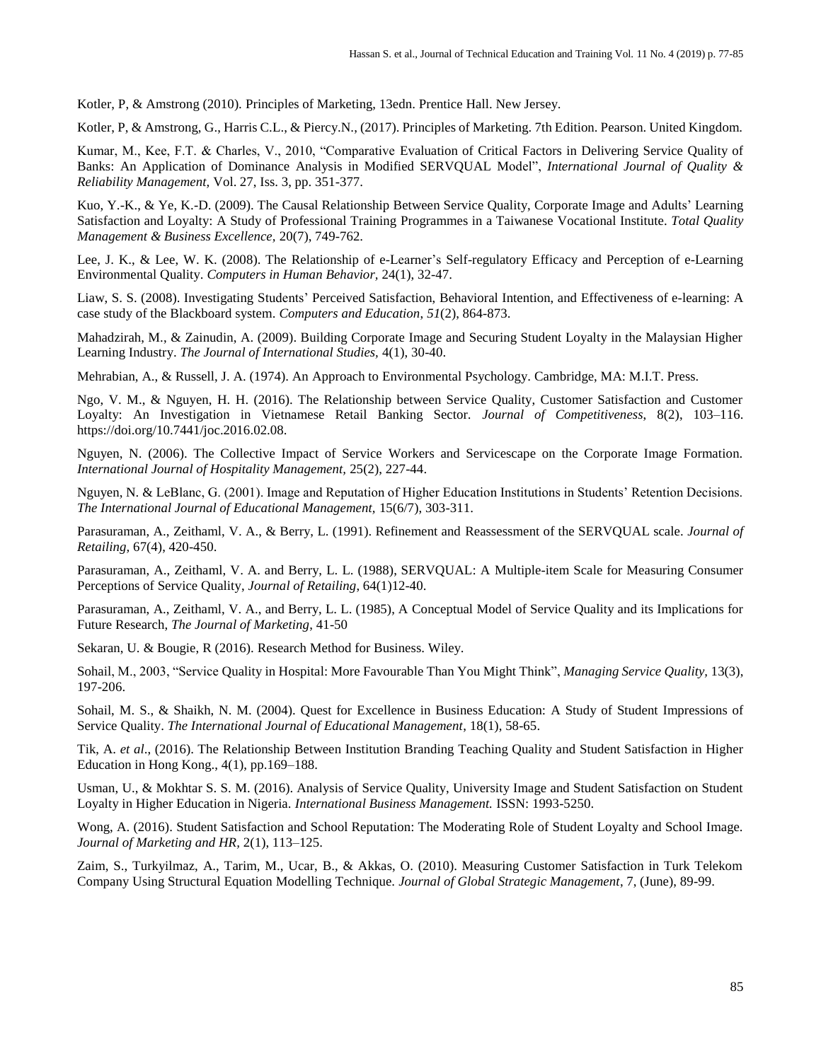Kotler, P, & Amstrong (2010). Principles of Marketing, 13edn. Prentice Hall. New Jersey.

Kotler, P, & Amstrong, G., Harris C.L., & Piercy.N., (2017). Principles of Marketing. 7th Edition. Pearson. United Kingdom.

Kumar, M., Kee, F.T. & Charles, V., 2010, "Comparative Evaluation of Critical Factors in Delivering Service Quality of Banks: An Application of Dominance Analysis in Modified SERVQUAL Model", *International Journal of Quality & Reliability Management,* Vol. 27, Iss. 3, pp. 351-377.

Kuo, Y.-K., & Ye, K.-D. (2009). The Causal Relationship Between Service Quality, Corporate Image and Adults' Learning Satisfaction and Loyalty: A Study of Professional Training Programmes in a Taiwanese Vocational Institute. *Total Quality Management & Business Excellence,* 20(7), 749-762.

Lee, J. K., & Lee, W. K. (2008). The Relationship of e-Learner's Self-regulatory Efficacy and Perception of e-Learning Environmental Quality. *Computers in Human Behavior,* 24(1), 32-47.

Liaw, S. S. (2008). Investigating Students' Perceived Satisfaction, Behavioral Intention, and Effectiveness of e-learning: A case study of the Blackboard system. *Computers and Education*, *51*(2), 864-873.

Mahadzirah, M., & Zainudin, A. (2009). Building Corporate Image and Securing Student Loyalty in the Malaysian Higher Learning Industry. *The Journal of International Studies,* 4(1), 30-40.

Mehrabian, A., & Russell, J. A. (1974). An Approach to Environmental Psychology. Cambridge, MA: M.I.T. Press.

Ngo, V. M., & Nguyen, H. H. (2016). The Relationship between Service Quality, Customer Satisfaction and Customer Loyalty: An Investigation in Vietnamese Retail Banking Sector. *Journal of Competitiveness*, 8(2), 103–116. https://doi.org/10.7441/joc.2016.02.08.

Nguyen, N. (2006). The Collective Impact of Service Workers and Servicescape on the Corporate Image Formation. *International Journal of Hospitality Management,* 25(2), 227-44.

Nguyen, N. & LeBlanc, G. (2001). Image and Reputation of Higher Education Institutions in Students' Retention Decisions. *The International Journal of Educational Management,* 15(6/7), 303-311.

Parasuraman, A., Zeithaml, V. A., & Berry, L. (1991). Refinement and Reassessment of the SERVQUAL scale. *Journal of Retailing,* 67(4), 420-450.

Parasuraman, A., Zeithaml, V. A. and Berry, L. L. (1988), SERVQUAL: A Multiple-item Scale for Measuring Consumer Perceptions of Service Quality, *Journal of Retailing*, 64(1)12-40.

Parasuraman, A., Zeithaml, V. A., and Berry, L. L. (1985), A Conceptual Model of Service Quality and its Implications for Future Research, *The Journal of Marketing*, 41-50

Sekaran, U. & Bougie, R (2016). Research Method for Business. Wiley.

Sohail, M., 2003, "Service Quality in Hospital: More Favourable Than You Might Think", *Managing Service Quality,* 13(3), 197-206.

Sohail, M. S., & Shaikh, N. M. (2004). Quest for Excellence in Business Education: A Study of Student Impressions of Service Quality. *The International Journal of Educational Management*, 18(1), 58-65.

Tik, A. *et al*., (2016). The Relationship Between Institution Branding Teaching Quality and Student Satisfaction in Higher Education in Hong Kong., 4(1), pp.169–188.

Usman, U., & Mokhtar S. S. M. (2016). Analysis of Service Quality, University Image and Student Satisfaction on Student Loyalty in Higher Education in Nigeria. *International Business Management.* ISSN: 1993-5250.

Wong, A. (2016). Student Satisfaction and School Reputation: The Moderating Role of Student Loyalty and School Image. *Journal of Marketing and HR,* 2(1), 113–125.

Zaim, S., Turkyilmaz, A., Tarim, M., Ucar, B., & Akkas, O. (2010). Measuring Customer Satisfaction in Turk Telekom Company Using Structural Equation Modelling Technique. *Journal of Global Strategic Management*, 7, (June), 89-99.